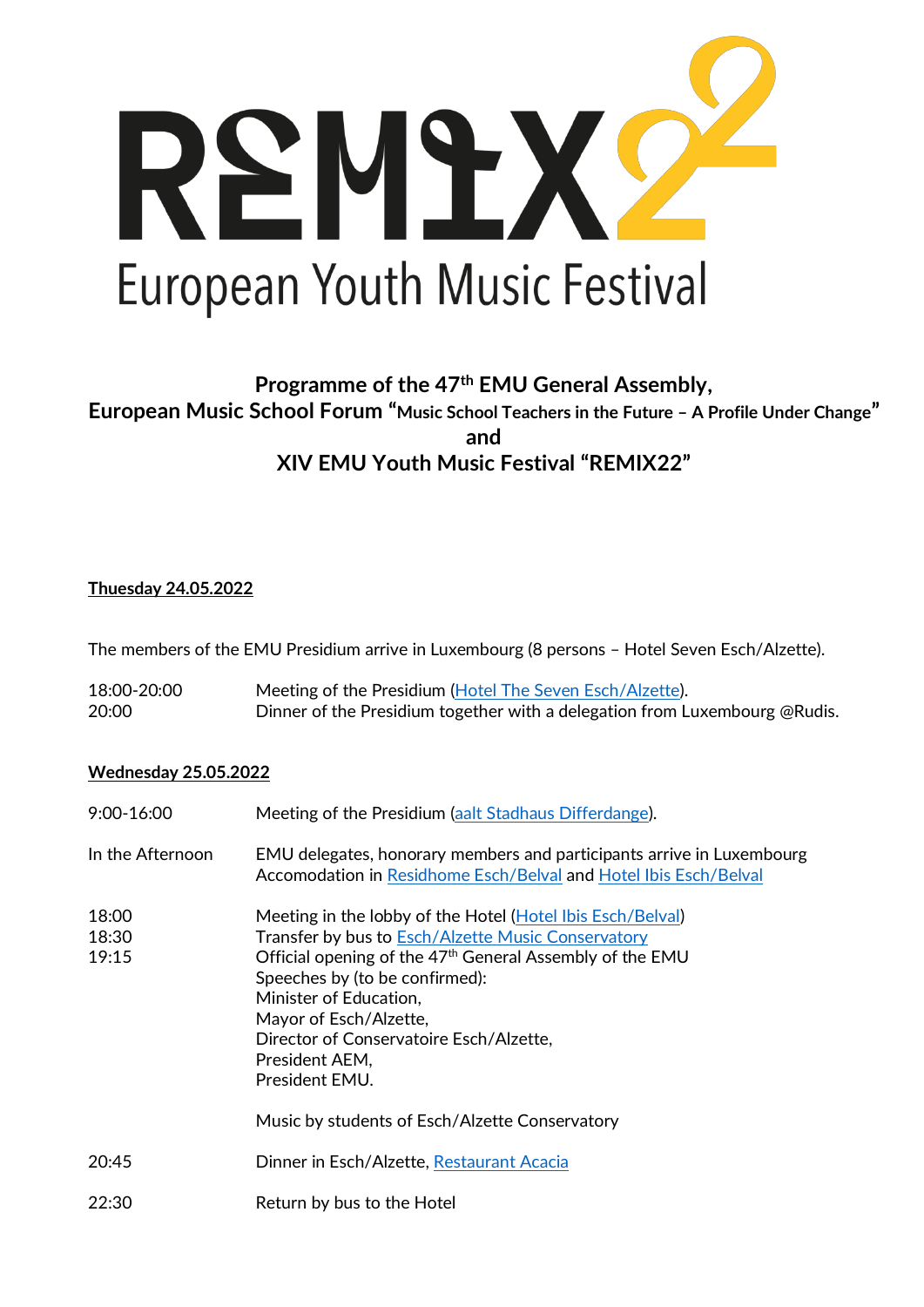# REMIX22

## European Youth Music Festival

### Programme of the 47th EMU General Assembly, European Music School Forum "Music School Teachers in the Future – A Profile Under Change" and XIV EMU Youth Music Festival "REMIX22"

**Thuesday 24.05.2022**

The members of the EMU Presidium arrive in Luxembourg (8 persons – Hotel Seven Esch/Alzette).

| | |
|---|---|
| 18:00-20:00 | Meeting of the Presidium (Hotel The Seven Esch/Alzette). |
| 20:00 | Dinner of the Presidium together with a delegation from Luxembourg @Rudis. |

**Wednesday 25.05.2022**

| | |
|---|---|
| 9:00-16:00 | Meeting of the Presidium (aalt Stadhaus Differdange). |
| In the Afternoon | EMU delegates, honorary members and participants arrive in Luxembourg<br>Accomodation in Residhome Esch/Belval and Hotel Ibis Esch/Belval |
| 18:00 | Meeting in the lobby of the Hotel (Hotel Ibis Esch/Belval) |
| 18:30 | Transfer by bus to Esch/Alzette Music Conservatory |
| 19:15 | Official opening of the 47th General Assembly of the EMU<br>Speeches by (to be confirmed):<br>Minister of Education,<br>Mayor of Esch/Alzette,<br>Director of Conservatoire Esch/Alzette,<br>President AEM,<br>President EMU.<br><br>Music by students of Esch/Alzette Conservatory |
| 20:45 | Dinner in Esch/Alzette, Restaurant Acacia |
| 22:30 | Return by bus to the Hotel |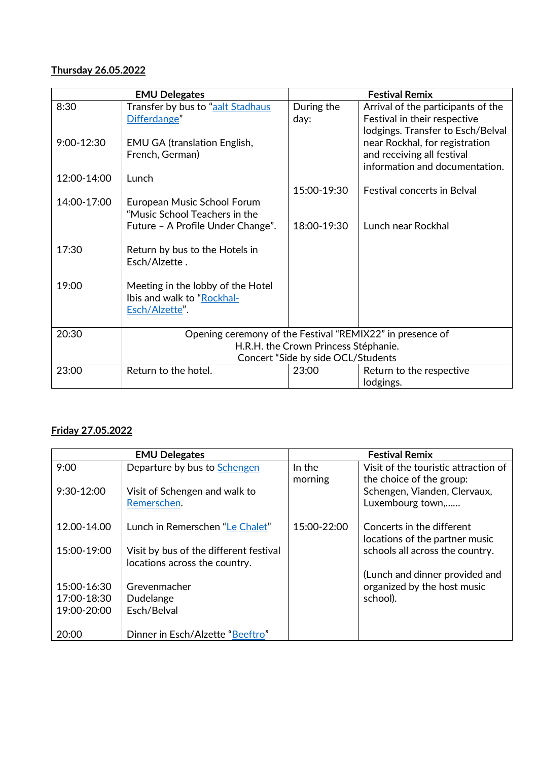**Thursday 26.05.2022**

| EMU Delegates | | Festival Remix | |
|---|---|---|---|
| 8:30<br><br>9:00-12:30<br><br>12:00-14:00<br><br>14:00-17:00<br><br><br>17:30<br><br>19:00 | Transfer by bus to "aalt Stadhaus Differdange"<br><br>EMU GA (translation English, French, German)<br><br>Lunch<br><br>European Music School Forum "Music School Teachers in the Future – A Profile Under Change".<br><br>Return by bus to the Hotels in Esch/Alzette .<br><br>Meeting in the lobby of the Hotel Ibis and walk to "Rockhal-Esch/Alzette". | During the day:<br><br><br><br><br>15:00-19:30<br><br>18:00-19:30 | Arrival of the participants of the Festival in their respective lodgings. Transfer to Esch/Belval near Rockhal, for registration and receiving all festival information and documentation.<br><br>Festival concerts in Belval<br><br>Lunch near Rockhal |
| 20:30 | Opening ceremony of the Festival "REMIX22" in presence of H.R.H. the Crown Princess Stéphanie.<br>Concert "Side by side OCL/Students | | |
| 23:00 | Return to the hotel. | 23:00 | Return to the respective lodgings. |

**Friday 27.05.2022**

| EMU Delegates | | Festival Remix | |
|---|---|---|---|
| 9:00<br><br>9:30-12:00<br><br>12.00-14.00<br><br>15:00-19:00<br><br>15:00-16:30<br>17:00-18:30<br>19:00-20:00<br><br>20:00 | Departure by bus to Schengen<br><br>Visit of Schengen and walk to Remerschen.<br><br>Lunch in Remerschen "Le Chalet"<br><br>Visit by bus of the different festival locations across the country.<br><br>Grevenmacher<br>Dudelange<br>Esch/Belval<br><br>Dinner in Esch/Alzette "Beeftro" | In the morning<br><br><br><br>15:00-22:00 | Visit of the touristic attraction of the choice of the group: Schengen, Vianden, Clervaux, Luxembourg town,……<br><br>Concerts in the different locations of the partner music schools all across the country.<br><br>(Lunch and dinner provided and organized by the host music school). |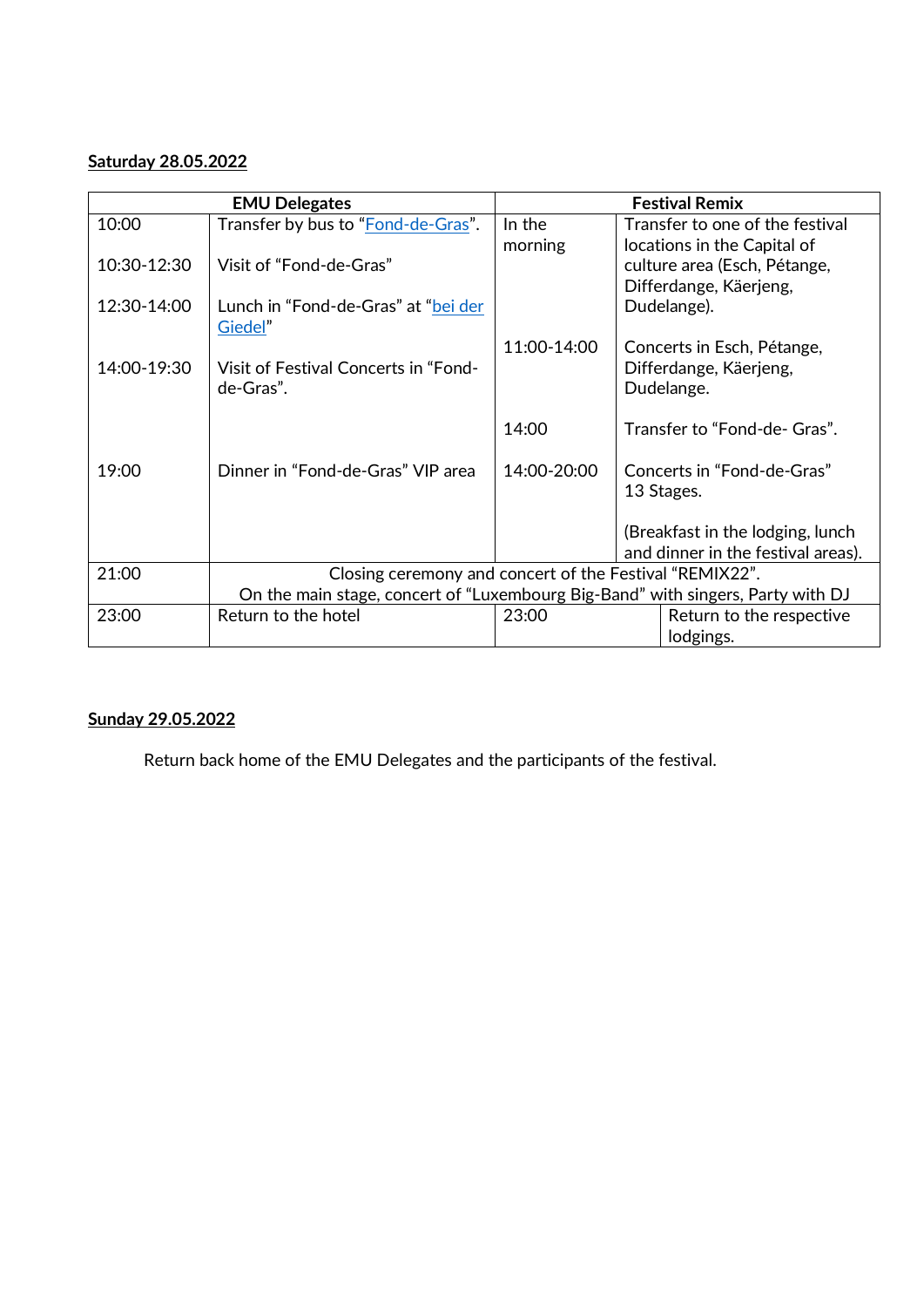**Saturday 28.05.2022**

| EMU Delegates | | Festival Remix | |
|---|---|---|---|
| 10:00<br><br>10:30-12:30<br><br>12:30-14:00<br><br>14:00-19:30<br><br>19:00 | Transfer by bus to "Fond-de-Gras".<br><br>Visit of "Fond-de-Gras"<br><br>Lunch in "Fond-de-Gras" at "bei der Giedel"<br><br>Visit of Festival Concerts in "Fond-de-Gras".<br><br>Dinner in "Fond-de-Gras" VIP area | In the morning<br><br>11:00-14:00<br><br>14:00<br><br>14:00-20:00 | Transfer to one of the festival locations in the Capital of culture area (Esch, Pétange, Differdange, Käerjeng, Dudelange).<br><br>Concerts in Esch, Pétange, Differdange, Käerjeng, Dudelange.<br><br>Transfer to "Fond-de- Gras".<br><br>Concerts in "Fond-de-Gras" 13 Stages.<br><br>(Breakfast in the lodging, lunch and dinner in the festival areas). |
| 21:00 | Closing ceremony and concert of the Festival "REMIX22".<br>On the main stage, concert of "Luxembourg Big-Band" with singers, Party with DJ | | |
| 23:00 | Return to the hotel | 23:00 | Return to the respective lodgings. |

**Sunday 29.05.2022**

Return back home of the EMU Delegates and the participants of the festival.